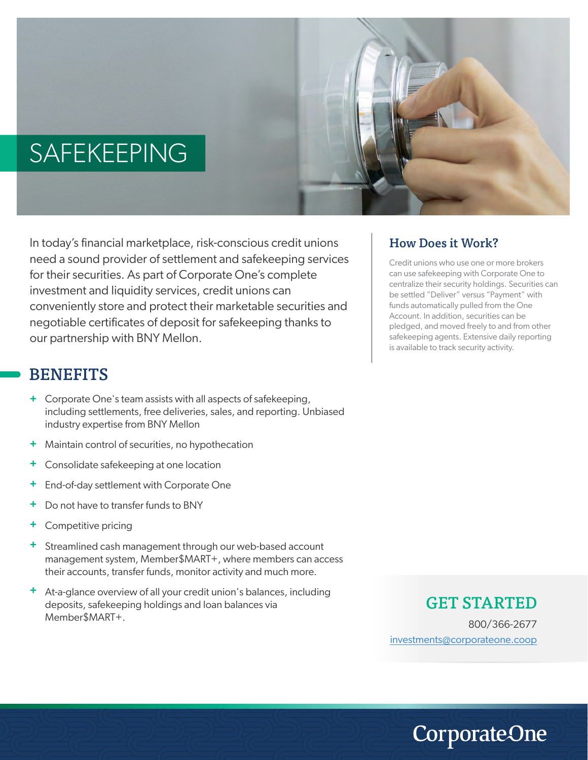# SAFEKEEPING

In today's financial marketplace, risk-conscious credit unions need a sound provider of settlement and safekeeping services for their securities. As part of Corporate One's complete investment and liquidity services, credit unions can conveniently store and protect their marketable securities and negotiable certificates of deposit for safekeeping thanks to our partnership with BNY Mellon.

## BENEFITS

- Corporate One's team assists with all aspects of safekeeping, including settlements, free deliveries, sales, and reporting. Unbiased industry expertise from BNY Mellon
- Maintain control of securities, no hypothecation
- Consolidate safekeeping at one location
- End-of-day settlement with Corporate One
- Do not have to transfer funds to BNY
- Competitive pricing
- Streamlined cash management through our web-based account management system, Member$MART+, where members can access their accounts, transfer funds, monitor activity and much more.
- At-a-glance overview of all your credit union's balances, including deposits, safekeeping holdings and loan balances via Member$MART+.

## How Does it Work?

Credit unions who use one or more brokers can use safekeeping with Corporate One to centralize their security holdings. Securities can be settled "Deliver" versus "Payment" with funds automatically pulled from the One Account. In addition, securities can be pledged, and moved freely to and from other safekeeping agents. Extensive daily reporting is available to track security activity.

## GET STARTED

800/366-2677

investments@corporateone.coop

CorporateOne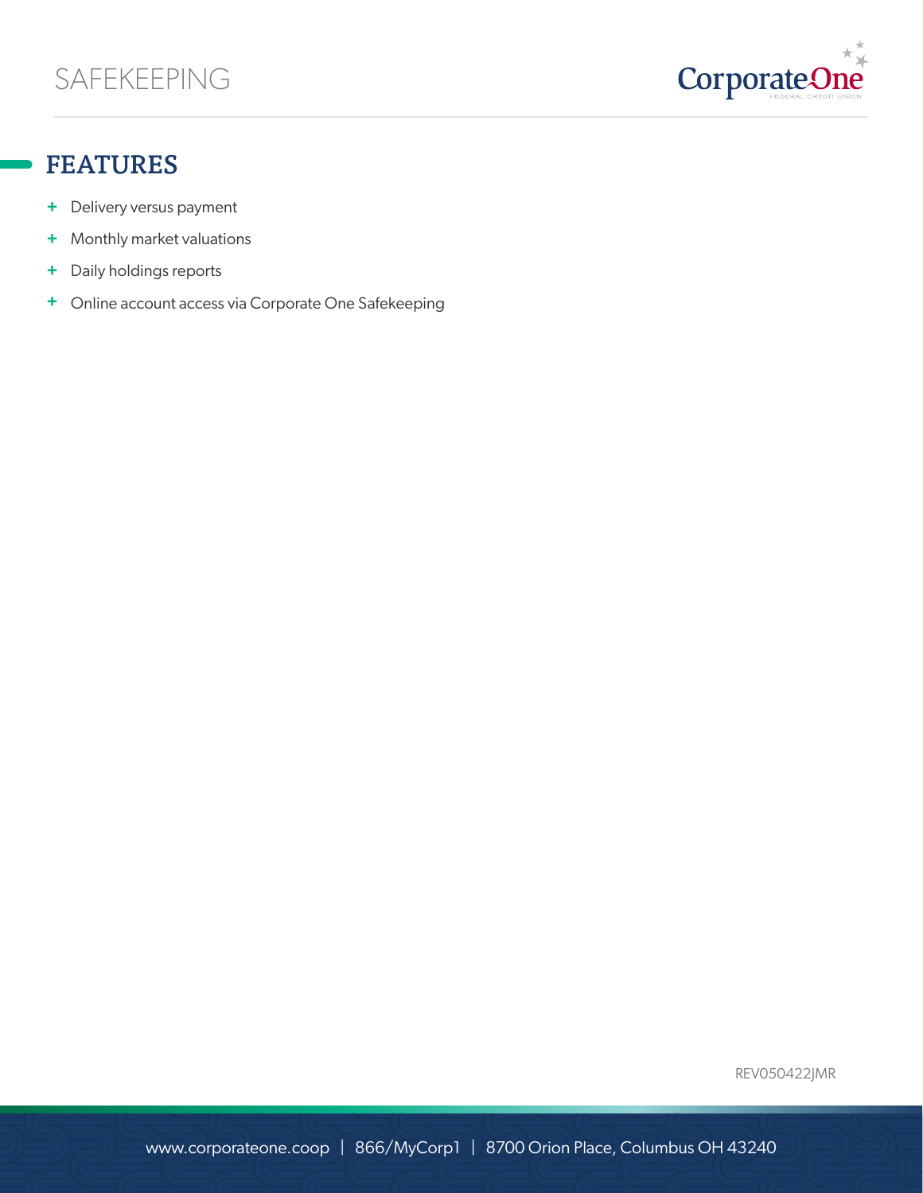## FEATURES

- Delivery versus payment
- Monthly market valuations
- Daily holdings reports
- Online account access via Corporate One Safekeeping

REV050422JMR